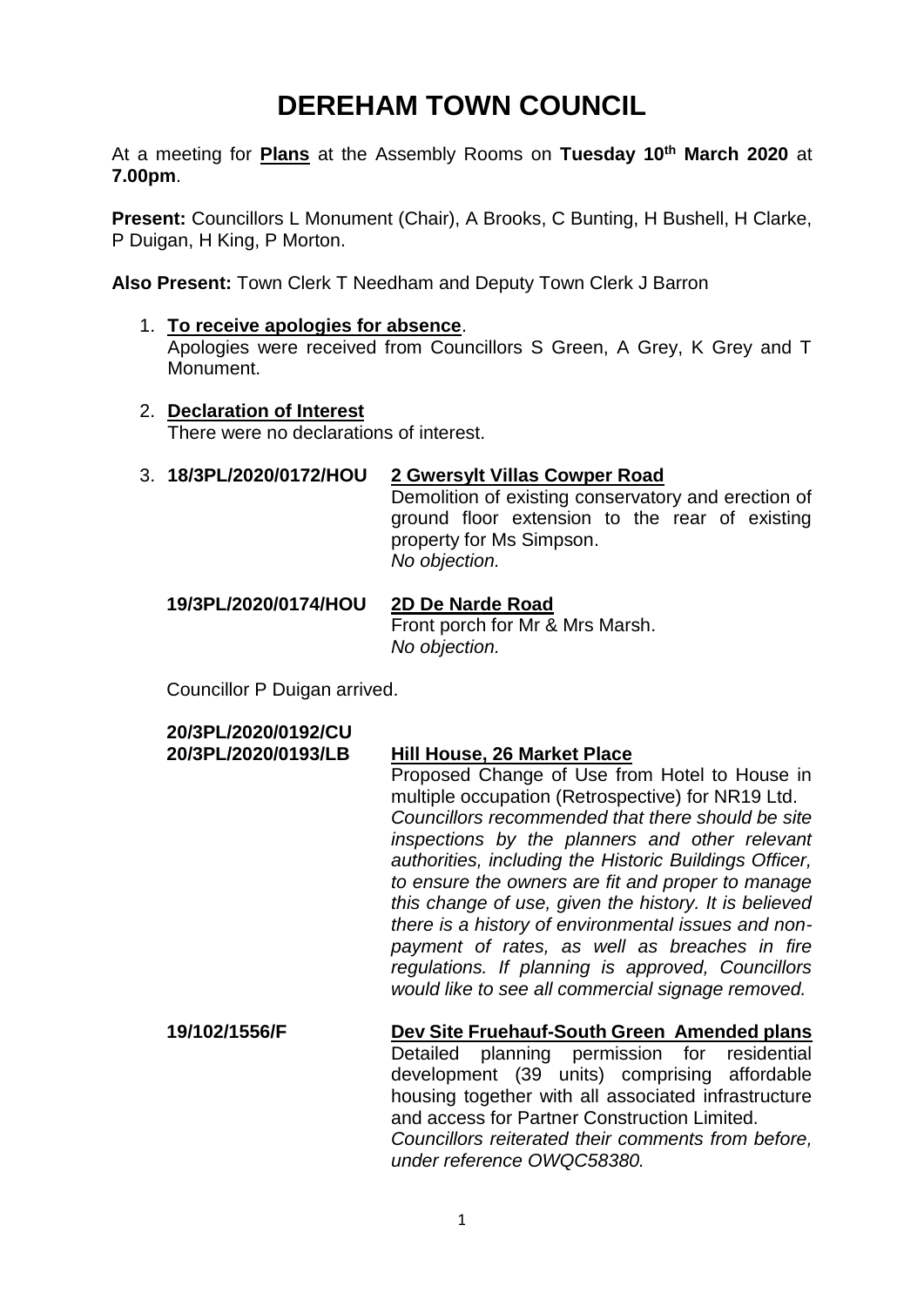# DEREHAM TOWN COUNCIL

At a meeting for **Plans** at the Assembly Rooms on **Tuesday 10th March 2020** at **7.00pm**.

**Present:** Councillors L Monument (Chair), A Brooks, C Bunting, H Bushell, H Clarke, P Duigan, H King, P Morton.

**Also Present:** Town Clerk T Needham and Deputy Town Clerk J Barron

1. **To receive apologies for absence**.
   Apologies were received from Councillors S Green, A Grey, K Grey and T Monument.

2. **Declaration of Interest**
   There were no declarations of interest.

3. **18/3PL/2020/0172/HOU** **2 Gwersylt Villas Cowper Road**
   Demolition of existing conservatory and erection of ground floor extension to the rear of existing property for Ms Simpson.
   *No objection.*

   **19/3PL/2020/0174/HOU** **2D De Narde Road**
   Front porch for Mr & Mrs Marsh.
   *No objection.*

   Councillor P Duigan arrived.

   **20/3PL/2020/0192/CU**
   **20/3PL/2020/0193/LB** **Hill House, 26 Market Place**
   Proposed Change of Use from Hotel to House in multiple occupation (Retrospective) for NR19 Ltd.
   *Councillors recommended that there should be site inspections by the planners and other relevant authorities, including the Historic Buildings Officer, to ensure the owners are fit and proper to manage this change of use, given the history. It is believed there is a history of environmental issues and non-payment of rates, as well as breaches in fire regulations. If planning is approved, Councillors would like to see all commercial signage removed.*

   **19/102/1556/F** **Dev Site Fruehauf-South Green Amended plans**
   Detailed planning permission for residential development (39 units) comprising affordable housing together with all associated infrastructure and access for Partner Construction Limited.
   *Councillors reiterated their comments from before, under reference OWQC58380.*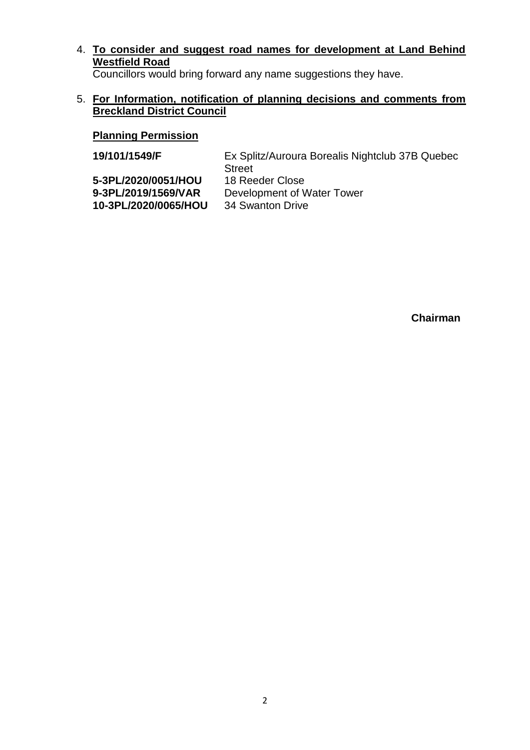4. **To consider and suggest road names for development at Land Behind Westfield Road**
   Councillors would bring forward any name suggestions they have.

5. **For Information, notification of planning decisions and comments from Breckland District Council**

**Planning Permission**

| | |
|---|---|
| **19/101/1549/F** | Ex Splitz/Auroura Borealis Nightclub 37B Quebec Street |
| **5-3PL/2020/0051/HOU** | 18 Reeder Close |
| **9-3PL/2019/1569/VAR** | Development of Water Tower |
| **10-3PL/2020/0065/HOU** | 34 Swanton Drive |

**Chairman**